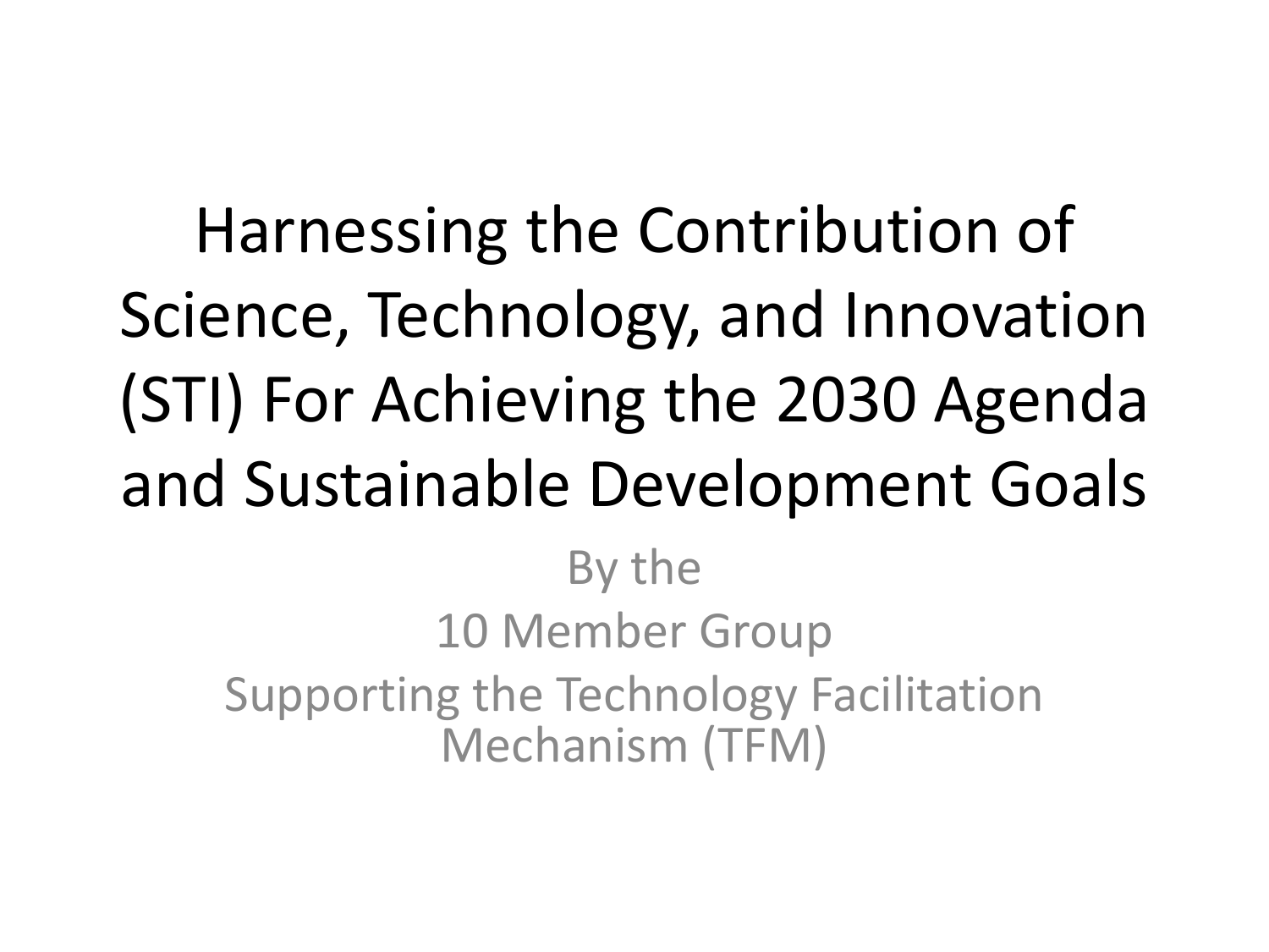# Harnessing the Contribution of Science, Technology, and Innovation (STI) For Achieving the 2030 Agenda and Sustainable Development Goals

By the
10 Member Group
Supporting the Technology Facilitation Mechanism (TFM)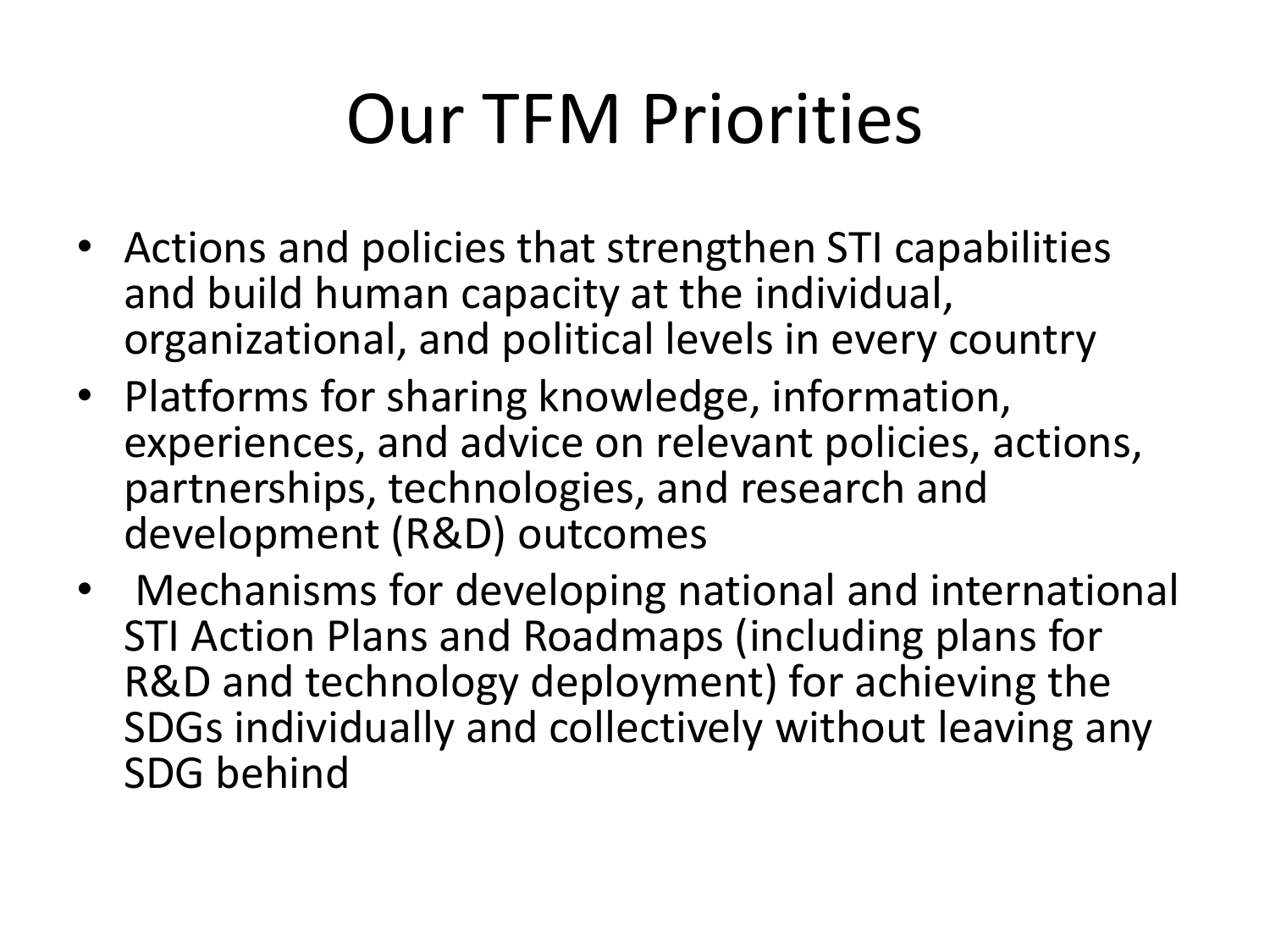# Our TFM Priorities

- Actions and policies that strengthen STI capabilities and build human capacity at the individual, organizational, and political levels in every country
- Platforms for sharing knowledge, information, experiences, and advice on relevant policies, actions, partnerships, technologies, and research and development (R&D) outcomes
- Mechanisms for developing national and international STI Action Plans and Roadmaps (including plans for R&D and technology deployment) for achieving the SDGs individually and collectively without leaving any SDG behind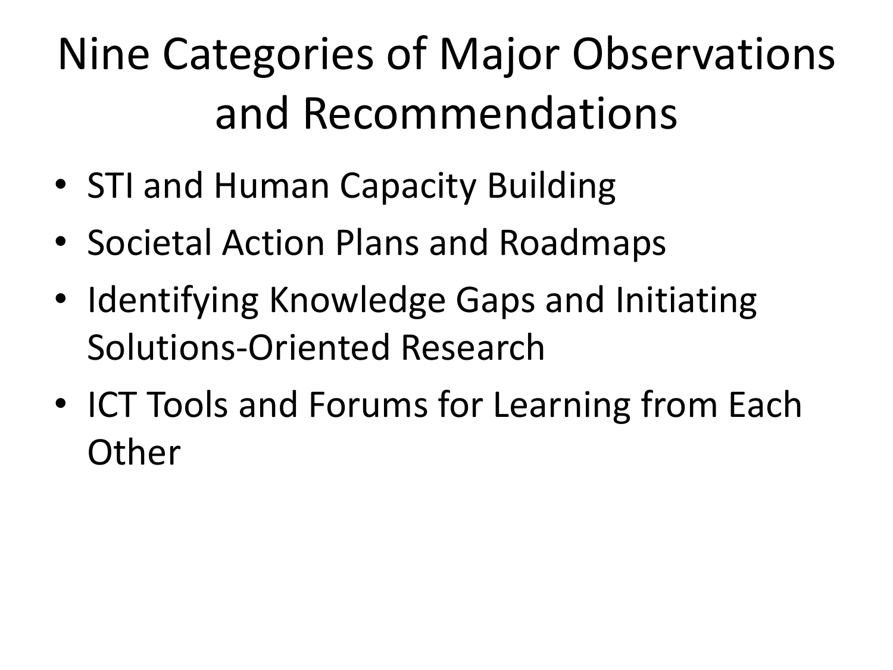# Nine Categories of Major Observations and Recommendations

- STI and Human Capacity Building
- Societal Action Plans and Roadmaps
- Identifying Knowledge Gaps and Initiating Solutions-Oriented Research
- ICT Tools and Forums for Learning from Each Other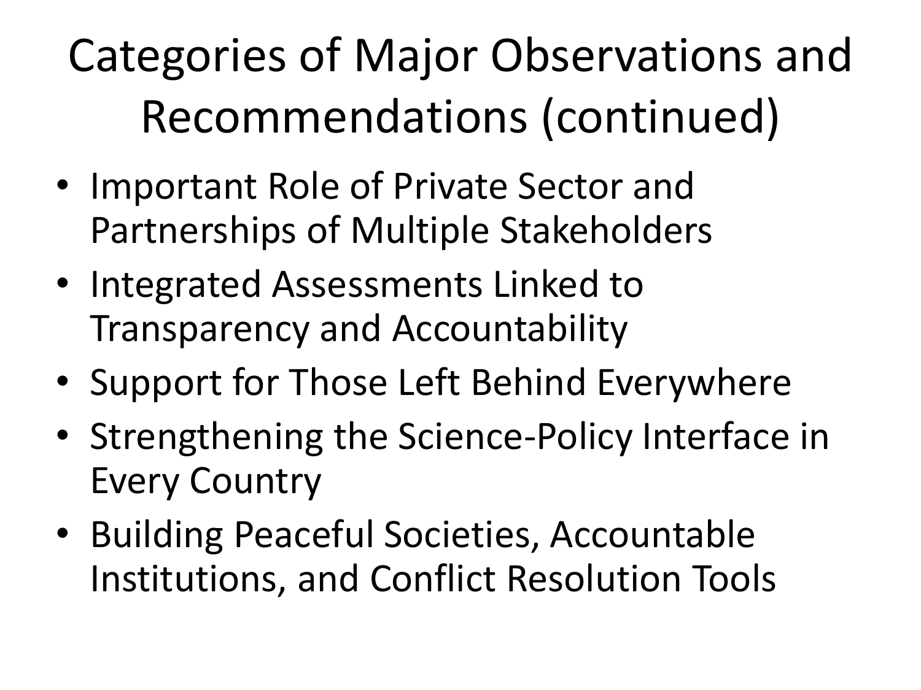# Categories of Major Observations and Recommendations (continued)

- Important Role of Private Sector and Partnerships of Multiple Stakeholders
- Integrated Assessments Linked to Transparency and Accountability
- Support for Those Left Behind Everywhere
- Strengthening the Science-Policy Interface in Every Country
- Building Peaceful Societies, Accountable Institutions, and Conflict Resolution Tools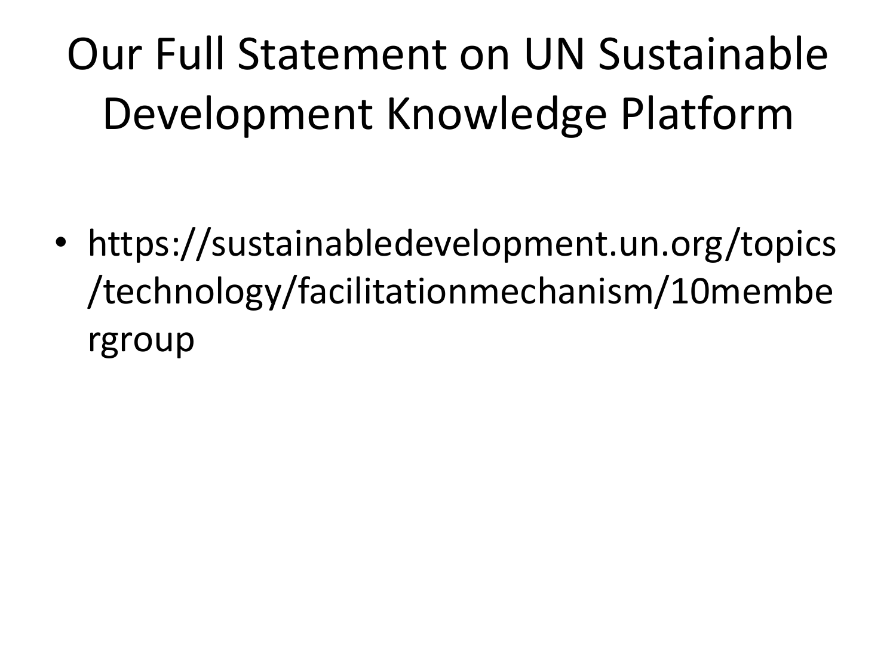# Our Full Statement on UN Sustainable Development Knowledge Platform

- https://sustainabledevelopment.un.org/topics/technology/facilitationmechanism/10membergroup